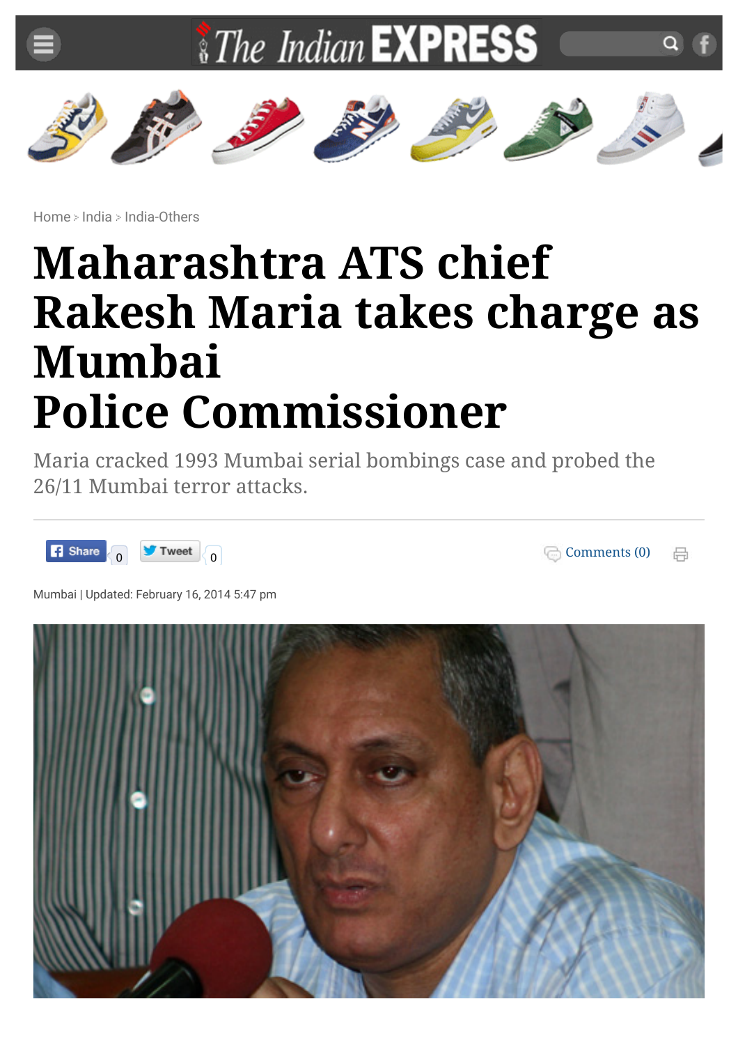Home > India > India-Others

# Maharashtra ATS chief Rakesh Maria takes charge as Mumbai Police Commissioner

Maria cracked 1993 Mumbai serial bombings case and probed the 26/11 Mumbai terror attacks.

Share 0 Tweet 0 Comments (0)

Mumbai | Updated: February 16, 2014 5:47 pm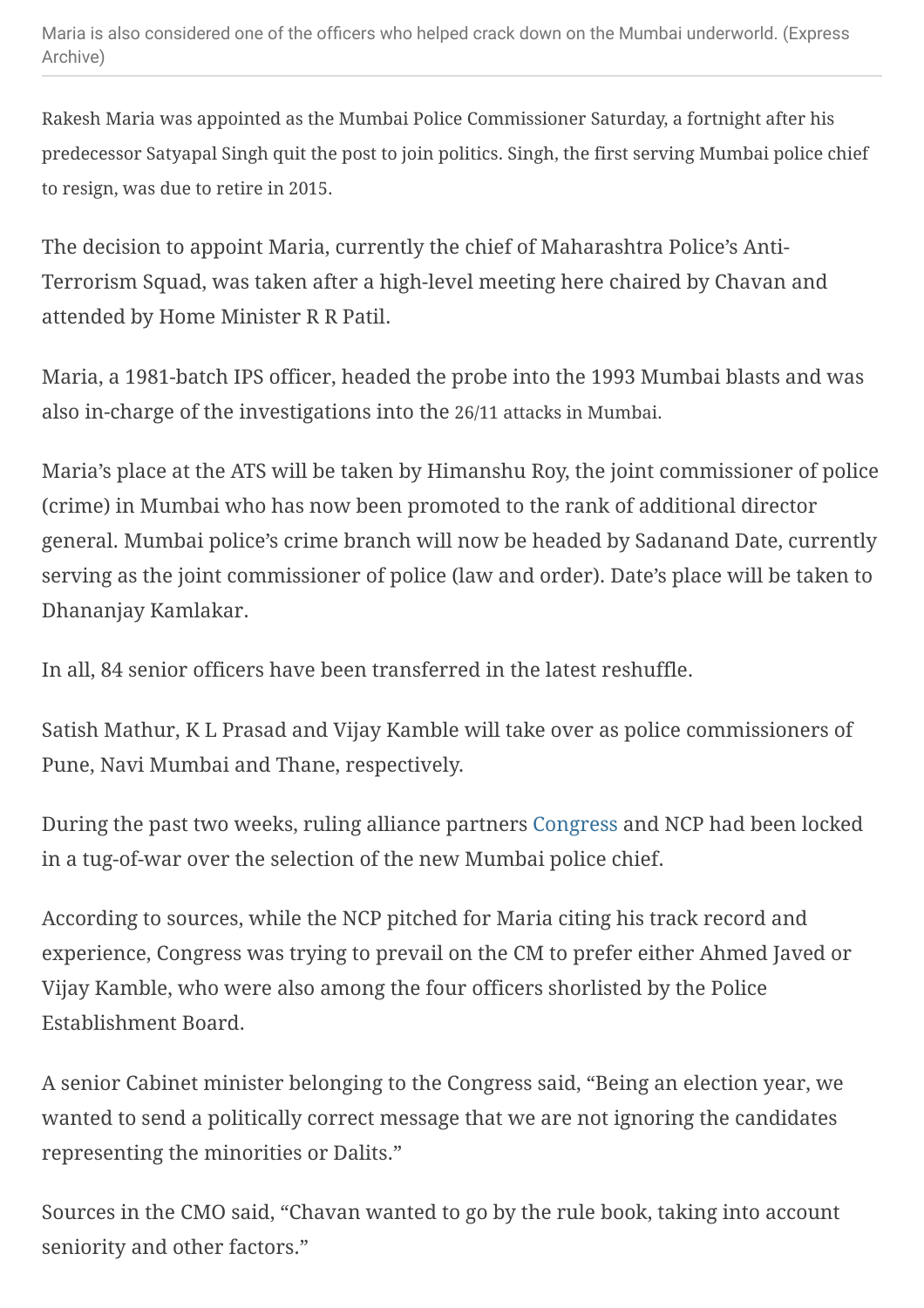Maria is also considered one of the officers who helped crack down on the Mumbai underworld. (Express Archive)

Rakesh Maria was appointed as the Mumbai Police Commissioner Saturday, a fortnight after his predecessor Satyapal Singh quit the post to join politics. Singh, the first serving Mumbai police chief to resign, was due to retire in 2015.

The decision to appoint Maria, currently the chief of Maharashtra Police's Anti-Terrorism Squad, was taken after a high-level meeting here chaired by Chavan and attended by Home Minister R R Patil.

Maria, a 1981-batch IPS officer, headed the probe into the 1993 Mumbai blasts and was also in-charge of the investigations into the 26/11 attacks in Mumbai.

Maria's place at the ATS will be taken by Himanshu Roy, the joint commissioner of police (crime) in Mumbai who has now been promoted to the rank of additional director general. Mumbai police's crime branch will now be headed by Sadanand Date, currently serving as the joint commissioner of police (law and order). Date's place will be taken to Dhananjay Kamlakar.

In all, 84 senior officers have been transferred in the latest reshuffle.

Satish Mathur, K L Prasad and Vijay Kamble will take over as police commissioners of Pune, Navi Mumbai and Thane, respectively.

During the past two weeks, ruling alliance partners Congress and NCP had been locked in a tug-of-war over the selection of the new Mumbai police chief.

According to sources, while the NCP pitched for Maria citing his track record and experience, Congress was trying to prevail on the CM to prefer either Ahmed Javed or Vijay Kamble, who were also among the four officers shorlisted by the Police Establishment Board.

A senior Cabinet minister belonging to the Congress said, "Being an election year, we wanted to send a politically correct message that we are not ignoring the candidates representing the minorities or Dalits."

Sources in the CMO said, "Chavan wanted to go by the rule book, taking into account seniority and other factors."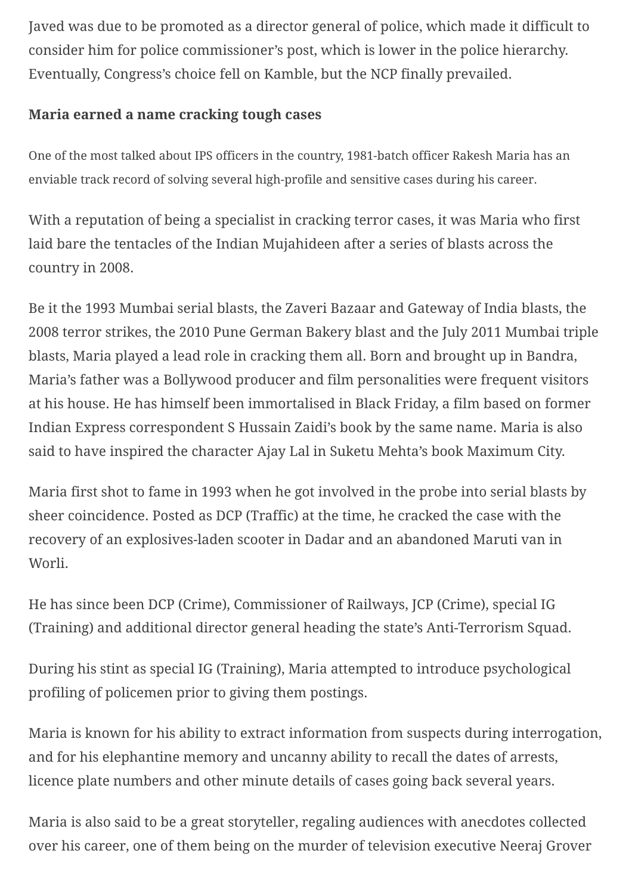Javed was due to be promoted as a director general of police, which made it difficult to consider him for police commissioner's post, which is lower in the police hierarchy. Eventually, Congress's choice fell on Kamble, but the NCP finally prevailed.

**Maria earned a name cracking tough cases**

One of the most talked about IPS officers in the country, 1981-batch officer Rakesh Maria has an enviable track record of solving several high-profile and sensitive cases during his career.

With a reputation of being a specialist in cracking terror cases, it was Maria who first laid bare the tentacles of the Indian Mujahideen after a series of blasts across the country in 2008.

Be it the 1993 Mumbai serial blasts, the Zaveri Bazaar and Gateway of India blasts, the 2008 terror strikes, the 2010 Pune German Bakery blast and the July 2011 Mumbai triple blasts, Maria played a lead role in cracking them all. Born and brought up in Bandra, Maria's father was a Bollywood producer and film personalities were frequent visitors at his house. He has himself been immortalised in Black Friday, a film based on former Indian Express correspondent S Hussain Zaidi's book by the same name. Maria is also said to have inspired the character Ajay Lal in Suketu Mehta's book Maximum City.

Maria first shot to fame in 1993 when he got involved in the probe into serial blasts by sheer coincidence. Posted as DCP (Traffic) at the time, he cracked the case with the recovery of an explosives-laden scooter in Dadar and an abandoned Maruti van in Worli.

He has since been DCP (Crime), Commissioner of Railways, JCP (Crime), special IG (Training) and additional director general heading the state's Anti-Terrorism Squad.

During his stint as special IG (Training), Maria attempted to introduce psychological profiling of policemen prior to giving them postings.

Maria is known for his ability to extract information from suspects during interrogation, and for his elephantine memory and uncanny ability to recall the dates of arrests, licence plate numbers and other minute details of cases going back several years.

Maria is also said to be a great storyteller, regaling audiences with anecdotes collected over his career, one of them being on the murder of television executive Neeraj Grover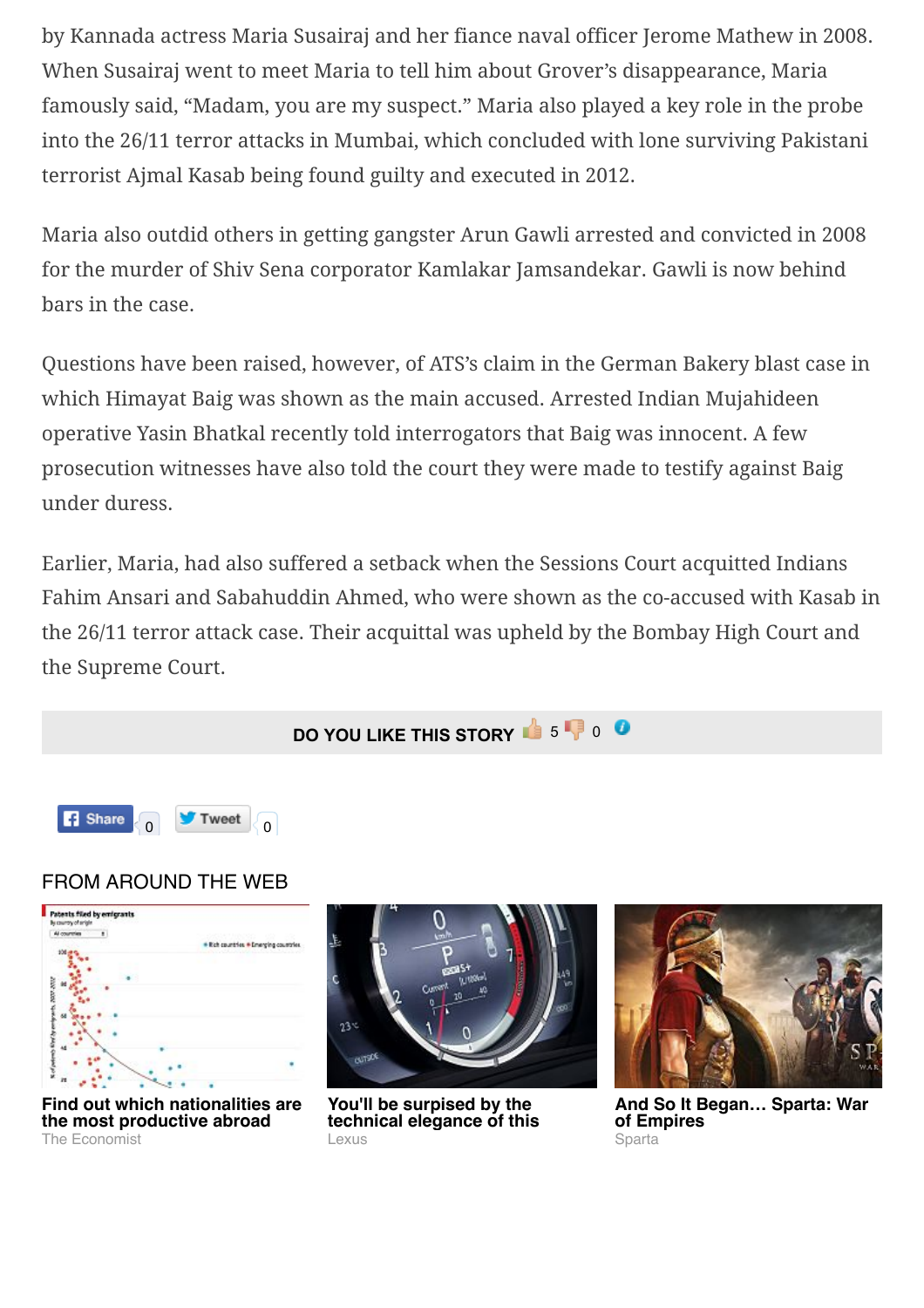by Kannada actress Maria Susairaj and her fiance naval officer Jerome Mathew in 2008. When Susairaj went to meet Maria to tell him about Grover's disappearance, Maria famously said, "Madam, you are my suspect." Maria also played a key role in the probe into the 26/11 terror attacks in Mumbai, which concluded with lone surviving Pakistani terrorist Ajmal Kasab being found guilty and executed in 2012.

Maria also outdid others in getting gangster Arun Gawli arrested and convicted in 2008 for the murder of Shiv Sena corporator Kamlakar Jamsandekar. Gawli is now behind bars in the case.

Questions have been raised, however, of ATS's claim in the German Bakery blast case in which Himayat Baig was shown as the main accused. Arrested Indian Mujahideen operative Yasin Bhatkal recently told interrogators that Baig was innocent. A few prosecution witnesses have also told the court they were made to testify against Baig under duress.

Earlier, Maria, had also suffered a setback when the Sessions Court acquitted Indians Fahim Ansari and Sabahuddin Ahmed, who were shown as the co-accused with Kasab in the 26/11 terror attack case. Their acquittal was upheld by the Bombay High Court and the Supreme Court.

**DO YOU LIKE THIS STORY** 5 0

Share 0 Tweet 0

## FROM AROUND THE WEB

**Find out which nationalities are the most productive abroad**
The Economist

**You'll be surpised by the technical elegance of this**
Lexus

**And So It Began… Sparta: War of Empires**
Sparta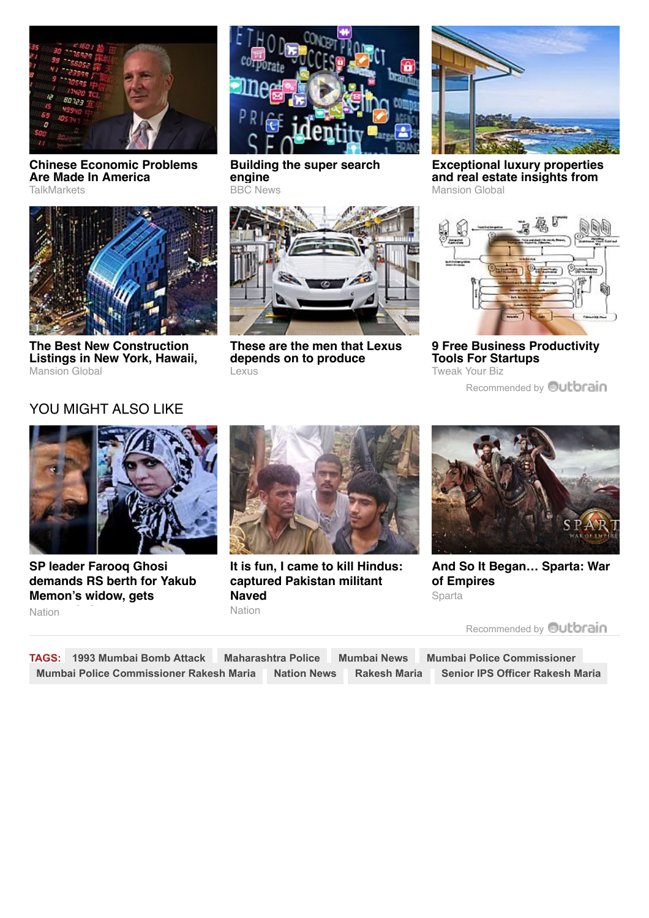**Chinese Economic Problems Are Made In America**
TalkMarkets

**Building the super search engine**
BBC News

**Exceptional luxury properties and real estate insights from**
Mansion Global

**The Best New Construction Listings in New York, Hawaii,**
Mansion Global

**These are the men that Lexus depends on to produce**
Lexus

**9 Free Business Productivity Tools For Startups**
Tweak Your Biz

Recommended by Outbrain

## YOU MIGHT ALSO LIKE

**SP leader Farooq Ghosi demands RS berth for Yakub Memon's widow, gets**
Nation

**It is fun, I came to kill Hindus: captured Pakistan militant Naved**
Nation

**And So It Began… Sparta: War of Empires**
Sparta

Recommended by Outbrain

**TAGS:** 1993 Mumbai Bomb Attack | Maharashtra Police | Mumbai News | Mumbai Police Commissioner | Mumbai Police Commissioner Rakesh Maria | Nation News | Rakesh Maria | Senior IPS Officer Rakesh Maria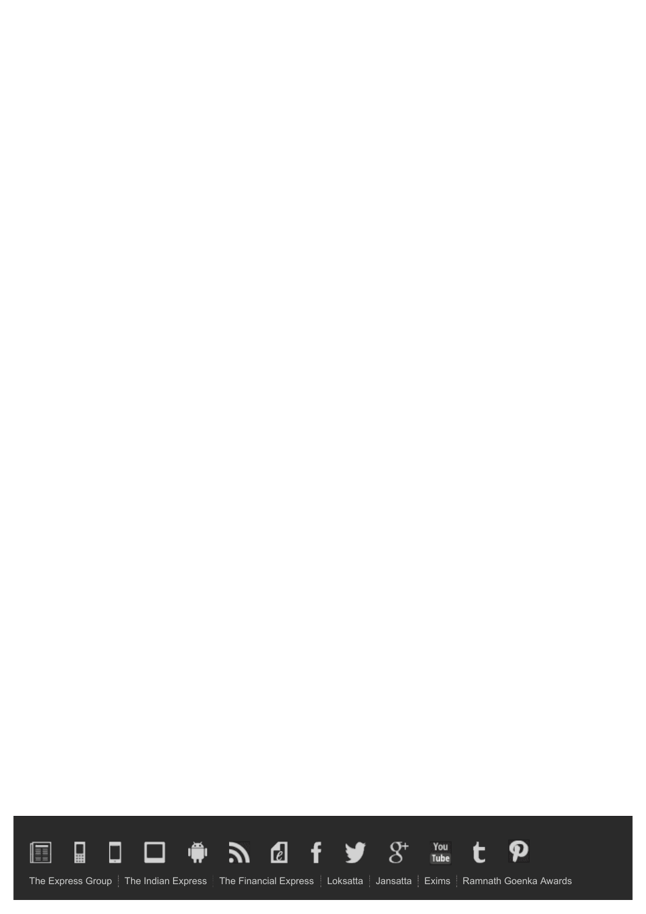The Express Group | The Indian Express | The Financial Express | Loksatta | Jansatta | Exims | Ramnath Goenka Awards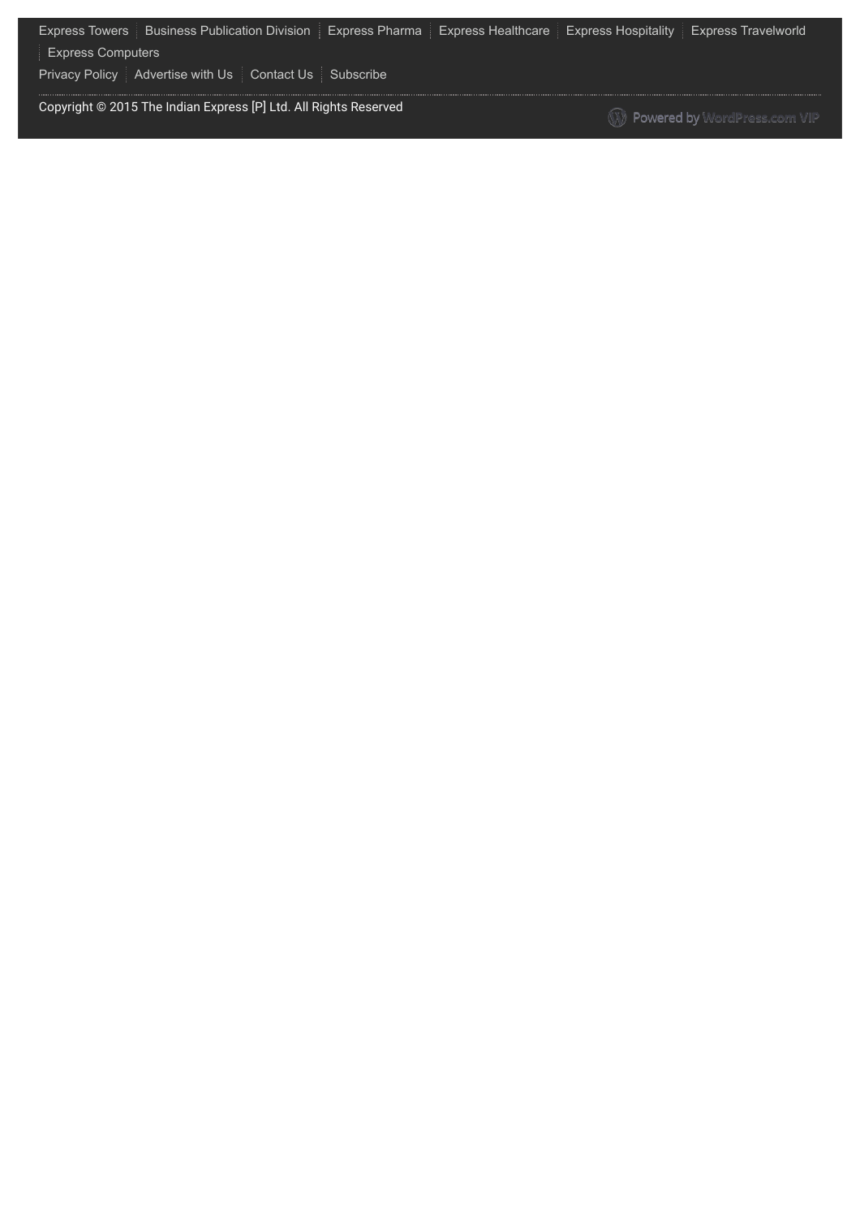Express Towers | Business Publication Division | Express Pharma | Express Healthcare | Express Hospitality | Express Travelworld | Express Computers

Privacy Policy | Advertise with Us | Contact Us | Subscribe

Copyright © 2015 The Indian Express [P] Ltd. All Rights Reserved

Powered by WordPress.com VIP